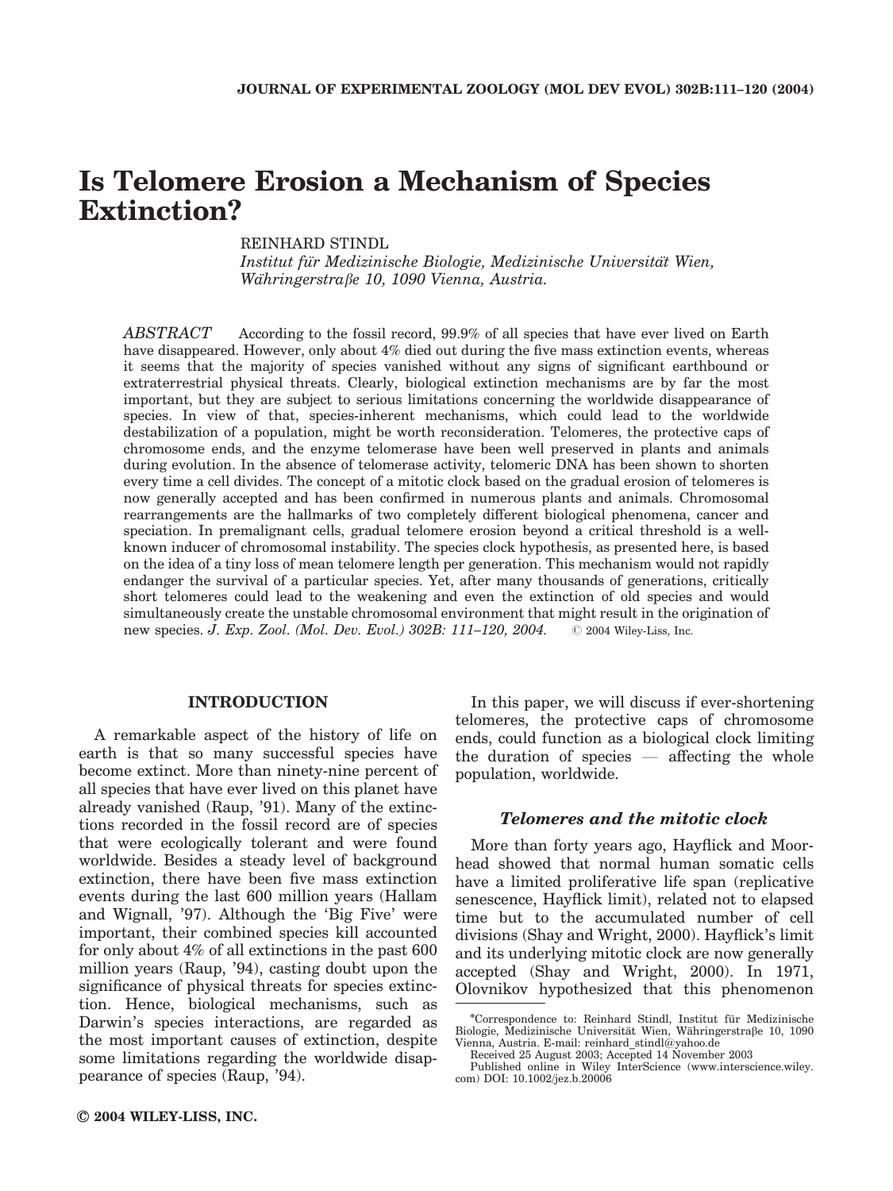# Is Telomere Erosion a Mechanism of Species Extinction?

REINHARD STINDL

*Institut für Medizinische Biologie, Medizinische Universität Wien, Währingerstraβe 10, 1090 Vienna, Austria.*

*ABSTRACT* According to the fossil record, 99.9% of all species that have ever lived on Earth have disappeared. However, only about 4% died out during the five mass extinction events, whereas it seems that the majority of species vanished without any signs of significant earthbound or extraterrestrial physical threats. Clearly, biological extinction mechanisms are by far the most important, but they are subject to serious limitations concerning the worldwide disappearance of species. In view of that, species-inherent mechanisms, which could lead to the worldwide destabilization of a population, might be worth reconsideration. Telomeres, the protective caps of chromosome ends, and the enzyme telomerase have been well preserved in plants and animals during evolution. In the absence of telomerase activity, telomeric DNA has been shown to shorten every time a cell divides. The concept of a mitotic clock based on the gradual erosion of telomeres is now generally accepted and has been confirmed in numerous plants and animals. Chromosomal rearrangements are the hallmarks of two completely different biological phenomena, cancer and speciation. In premalignant cells, gradual telomere erosion beyond a critical threshold is a well-known inducer of chromosomal instability. The species clock hypothesis, as presented here, is based on the idea of a tiny loss of mean telomere length per generation. This mechanism would not rapidly endanger the survival of a particular species. Yet, after many thousands of generations, critically short telomeres could lead to the weakening and even the extinction of old species and would simultaneously create the unstable chromosomal environment that might result in the origination of new species. *J. Exp. Zool. (Mol. Dev. Evol.) 302B: 111–120, 2004.* © 2004 Wiley-Liss, Inc.

## INTRODUCTION

A remarkable aspect of the history of life on earth is that so many successful species have become extinct. More than ninety-nine percent of all species that have ever lived on this planet have already vanished (Raup, '91). Many of the extinctions recorded in the fossil record are of species that were ecologically tolerant and were found worldwide. Besides a steady level of background extinction, there have been five mass extinction events during the last 600 million years (Hallam and Wignall, '97). Although the 'Big Five' were important, their combined species kill accounted for only about 4% of all extinctions in the past 600 million years (Raup, '94), casting doubt upon the significance of physical threats for species extinction. Hence, biological mechanisms, such as Darwin's species interactions, are regarded as the most important causes of extinction, despite some limitations regarding the worldwide disappearance of species (Raup, '94).

In this paper, we will discuss if ever-shortening telomeres, the protective caps of chromosome ends, could function as a biological clock limiting the duration of species — affecting the whole population, worldwide.

### *Telomeres and the mitotic clock*

More than forty years ago, Hayflick and Moorhead showed that normal human somatic cells have a limited proliferative life span (replicative senescence, Hayflick limit), related not to elapsed time but to the accumulated number of cell divisions (Shay and Wright, 2000). Hayflick's limit and its underlying mitotic clock are now generally accepted (Shay and Wright, 2000). In 1971, Olovnikov hypothesized that this phenomenon

*Correspondence to: Reinhard Stindl, Institut für Medizinische Biologie, Medizinische Universität Wien, Währingerstraβe 10, 1090 Vienna, Austria. E-mail: reinhard_stindl@yahoo.de

Received 25 August 2003; Accepted 14 November 2003

Published online in Wiley InterScience (www.interscience.wiley.com) DOI: 10.1002/jez.b.20006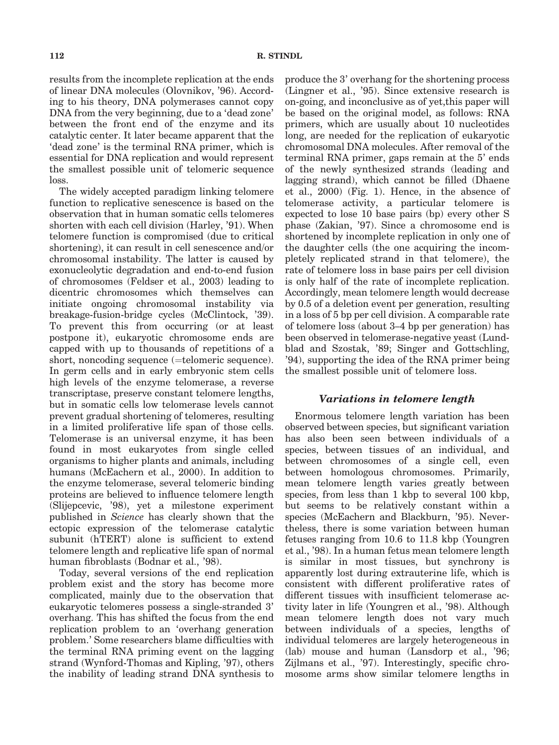results from the incomplete replication at the ends of linear DNA molecules (Olovnikov, '96). According to his theory, DNA polymerases cannot copy DNA from the very beginning, due to a 'dead zone' between the front end of the enzyme and its catalytic center. It later became apparent that the 'dead zone' is the terminal RNA primer, which is essential for DNA replication and would represent the smallest possible unit of telomeric sequence loss.

The widely accepted paradigm linking telomere function to replicative senescence is based on the observation that in human somatic cells telomeres shorten with each cell division (Harley, '91). When telomere function is compromised (due to critical shortening), it can result in cell senescence and/or chromosomal instability. The latter is caused by exonucleolytic degradation and end-to-end fusion of chromosomes (Feldser et al., 2003) leading to dicentric chromosomes which themselves can initiate ongoing chromosomal instability via breakage-fusion-bridge cycles (McClintock, '39). To prevent this from occurring (or at least postpone it), eukaryotic chromosome ends are capped with up to thousands of repetitions of a short, noncoding sequence (=telomeric sequence). In germ cells and in early embryonic stem cells high levels of the enzyme telomerase, a reverse transcriptase, preserve constant telomere lengths, but in somatic cells low telomerase levels cannot prevent gradual shortening of telomeres, resulting in a limited proliferative life span of those cells. Telomerase is an universal enzyme, it has been found in most eukaryotes from single celled organisms to higher plants and animals, including humans (McEachern et al., 2000). In addition to the enzyme telomerase, several telomeric binding proteins are believed to influence telomere length (Slijepcevic, '98), yet a milestone experiment published in *Science* has clearly shown that the ectopic expression of the telomerase catalytic subunit (hTERT) alone is sufficient to extend telomere length and replicative life span of normal human fibroblasts (Bodnar et al., '98).

Today, several versions of the end replication problem exist and the story has become more complicated, mainly due to the observation that eukaryotic telomeres possess a single-stranded 3' overhang. This has shifted the focus from the end replication problem to an 'overhang generation problem.' Some researchers blame difficulties with the terminal RNA priming event on the lagging strand (Wynford-Thomas and Kipling, '97), others the inability of leading strand DNA synthesis to produce the 3' overhang for the shortening process (Lingner et al., '95). Since extensive research is on-going, and inconclusive as of yet,this paper will be based on the original model, as follows: RNA primers, which are usually about 10 nucleotides long, are needed for the replication of eukaryotic chromosomal DNA molecules. After removal of the terminal RNA primer, gaps remain at the 5' ends of the newly synthesized strands (leading and lagging strand), which cannot be filled (Dhaene et al., 2000) (Fig. 1). Hence, in the absence of telomerase activity, a particular telomere is expected to lose 10 base pairs (bp) every other S phase (Zakian, '97). Since a chromosome end is shortened by incomplete replication in only one of the daughter cells (the one acquiring the incompletely replicated strand in that telomere), the rate of telomere loss in base pairs per cell division is only half of the rate of incomplete replication. Accordingly, mean telomere length would decrease by 0.5 of a deletion event per generation, resulting in a loss of 5 bp per cell division. A comparable rate of telomere loss (about 3–4 bp per generation) has been observed in telomerase-negative yeast (Lundblad and Szostak, '89; Singer and Gottschling, '94), supporting the idea of the RNA primer being the smallest possible unit of telomere loss.

## *Variations in telomere length*

Enormous telomere length variation has been observed between species, but significant variation has also been seen between individuals of a species, between tissues of an individual, and between chromosomes of a single cell, even between homologous chromosomes. Primarily, mean telomere length varies greatly between species, from less than 1 kbp to several 100 kbp, but seems to be relatively constant within a species (McEachern and Blackburn, '95). Nevertheless, there is some variation between human fetuses ranging from 10.6 to 11.8 kbp (Youngren et al., '98). In a human fetus mean telomere length is similar in most tissues, but synchrony is apparently lost during extrauterine life, which is consistent with different proliferative rates of different tissues with insufficient telomerase activity later in life (Youngren et al., '98). Although mean telomere length does not vary much between individuals of a species, lengths of individual telomeres are largely heterogeneous in (lab) mouse and human (Lansdorp et al., '96; Zijlmans et al., '97). Interestingly, specific chromosome arms show similar telomere lengths in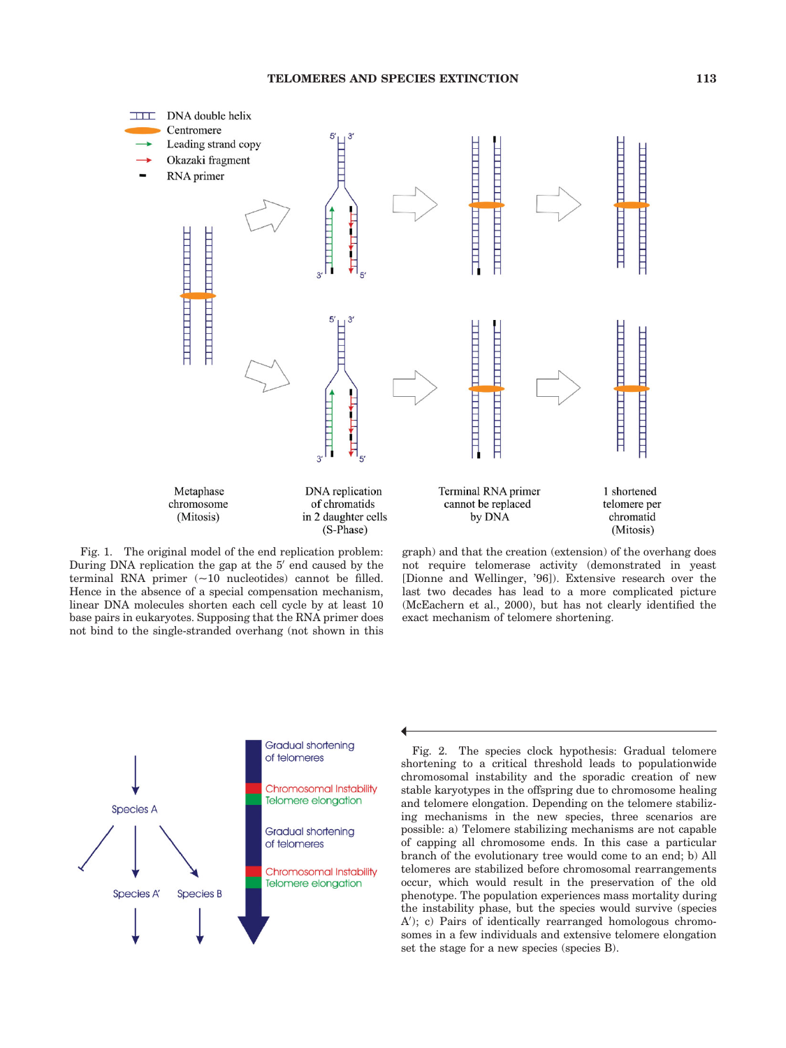Fig. 1. The original model of the end replication problem: During DNA replication the gap at the 5′ end caused by the terminal RNA primer (~10 nucleotides) cannot be filled. Hence in the absence of a special compensation mechanism, linear DNA molecules shorten each cell cycle by at least 10 base pairs in eukaryotes. Supposing that the RNA primer does not bind to the single-stranded overhang (not shown in this graph) and that the creation (extension) of the overhang does not require telomerase activity (demonstrated in yeast [Dionne and Wellinger, '96]). Extensive research over the last two decades has lead to a more complicated picture (McEachern et al., 2000), but has not clearly identified the exact mechanism of telomere shortening.

Fig. 2. The species clock hypothesis: Gradual telomere shortening to a critical threshold leads to populationwide chromosomal instability and the sporadic creation of new stable karyotypes in the offspring due to chromosome healing and telomere elongation. Depending on the telomere stabilizing mechanisms in the new species, three scenarios are possible: a) Telomere stabilizing mechanisms are not capable of capping all chromosome ends. In this case a particular branch of the evolutionary tree would come to an end; b) All telomeres are stabilized before chromosomal rearrangements occur, which would result in the preservation of the old phenotype. The population experiences mass mortality during the instability phase, but the species would survive (species A′); c) Pairs of identically rearranged homologous chromosomes in a few individuals and extensive telomere elongation set the stage for a new species (species B).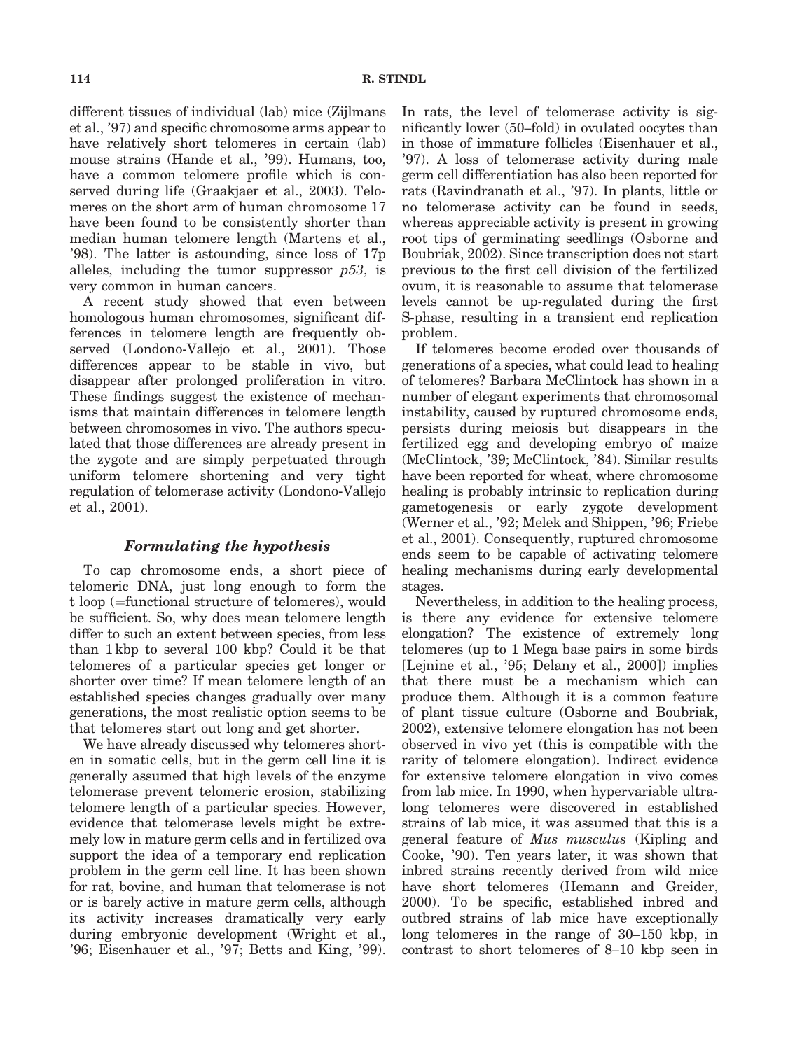different tissues of individual (lab) mice (Zijlmans et al., '97) and specific chromosome arms appear to have relatively short telomeres in certain (lab) mouse strains (Hande et al., '99). Humans, too, have a common telomere profile which is conserved during life (Graakjaer et al., 2003). Telomeres on the short arm of human chromosome 17 have been found to be consistently shorter than median human telomere length (Martens et al., '98). The latter is astounding, since loss of 17p alleles, including the tumor suppressor *p53*, is very common in human cancers.

A recent study showed that even between homologous human chromosomes, significant differences in telomere length are frequently observed (Londono-Vallejo et al., 2001). Those differences appear to be stable in vivo, but disappear after prolonged proliferation in vitro. These findings suggest the existence of mechanisms that maintain differences in telomere length between chromosomes in vivo. The authors speculated that those differences are already present in the zygote and are simply perpetuated through uniform telomere shortening and very tight regulation of telomerase activity (Londono-Vallejo et al., 2001).

### *Formulating the hypothesis*

To cap chromosome ends, a short piece of telomeric DNA, just long enough to form the t loop (=functional structure of telomeres), would be sufficient. So, why does mean telomere length differ to such an extent between species, from less than 1 kbp to several 100 kbp? Could it be that telomeres of a particular species get longer or shorter over time? If mean telomere length of an established species changes gradually over many generations, the most realistic option seems to be that telomeres start out long and get shorter.

We have already discussed why telomeres shorten in somatic cells, but in the germ cell line it is generally assumed that high levels of the enzyme telomerase prevent telomeric erosion, stabilizing telomere length of a particular species. However, evidence that telomerase levels might be extremely low in mature germ cells and in fertilized ova support the idea of a temporary end replication problem in the germ cell line. It has been shown for rat, bovine, and human that telomerase is not or is barely active in mature germ cells, although its activity increases dramatically very early during embryonic development (Wright et al., '96; Eisenhauer et al., '97; Betts and King, '99). In rats, the level of telomerase activity is significantly lower (50–fold) in ovulated oocytes than in those of immature follicles (Eisenhauer et al., '97). A loss of telomerase activity during male germ cell differentiation has also been reported for rats (Ravindranath et al., '97). In plants, little or no telomerase activity can be found in seeds, whereas appreciable activity is present in growing root tips of germinating seedlings (Osborne and Boubriak, 2002). Since transcription does not start previous to the first cell division of the fertilized ovum, it is reasonable to assume that telomerase levels cannot be up-regulated during the first S-phase, resulting in a transient end replication problem.

If telomeres become eroded over thousands of generations of a species, what could lead to healing of telomeres? Barbara McClintock has shown in a number of elegant experiments that chromosomal instability, caused by ruptured chromosome ends, persists during meiosis but disappears in the fertilized egg and developing embryo of maize (McClintock, '39; McClintock, '84). Similar results have been reported for wheat, where chromosome healing is probably intrinsic to replication during gametogenesis or early zygote development (Werner et al., '92; Melek and Shippen, '96; Friebe et al., 2001). Consequently, ruptured chromosome ends seem to be capable of activating telomere healing mechanisms during early developmental stages.

Nevertheless, in addition to the healing process, is there any evidence for extensive telomere elongation? The existence of extremely long telomeres (up to 1 Mega base pairs in some birds [Lejnine et al., '95; Delany et al., 2000]) implies that there must be a mechanism which can produce them. Although it is a common feature of plant tissue culture (Osborne and Boubriak, 2002), extensive telomere elongation has not been observed in vivo yet (this is compatible with the rarity of telomere elongation). Indirect evidence for extensive telomere elongation in vivo comes from lab mice. In 1990, when hypervariable ultra-long telomeres were discovered in established strains of lab mice, it was assumed that this is a general feature of *Mus musculus* (Kipling and Cooke, '90). Ten years later, it was shown that inbred strains recently derived from wild mice have short telomeres (Hemann and Greider, 2000). To be specific, established inbred and outbred strains of lab mice have exceptionally long telomeres in the range of 30–150 kbp, in contrast to short telomeres of 8–10 kbp seen in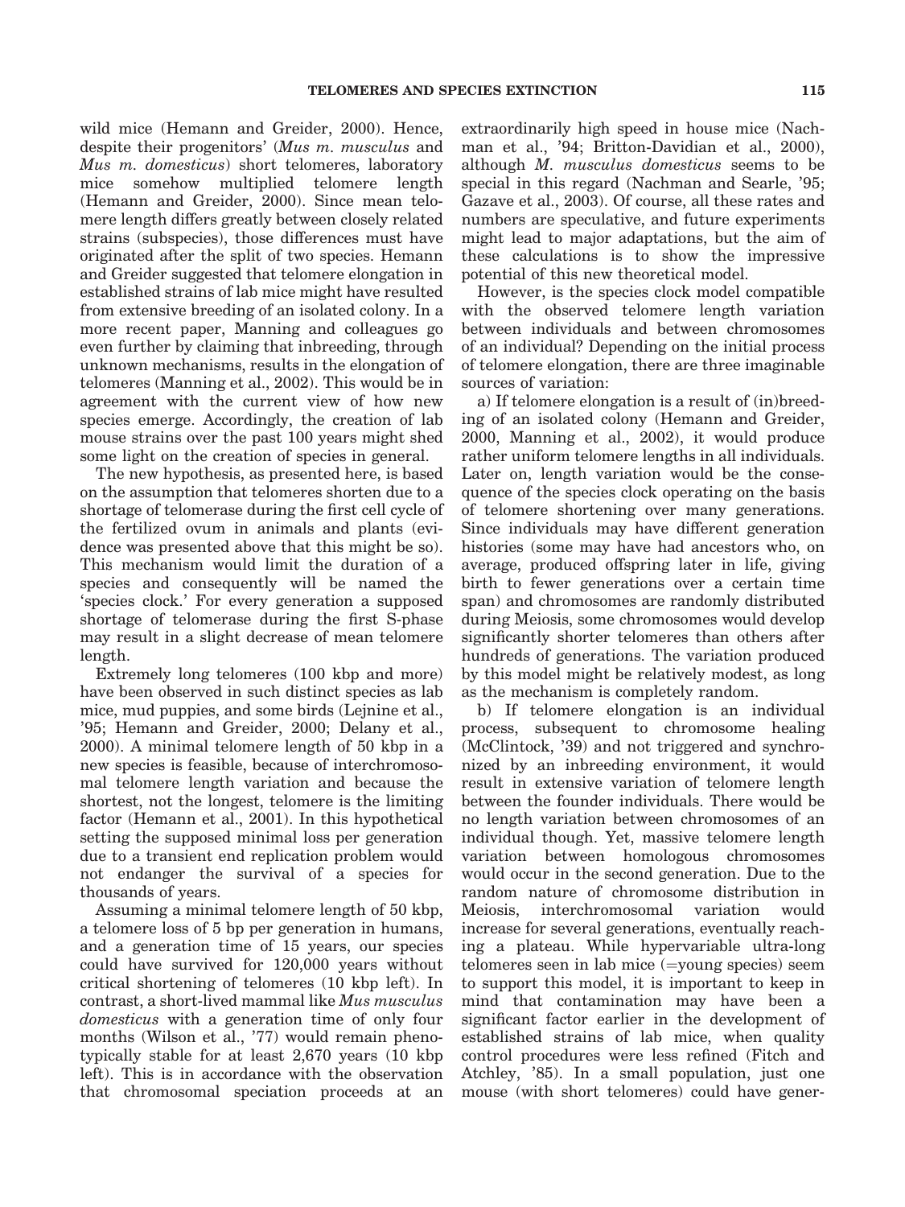wild mice (Hemann and Greider, 2000). Hence, despite their progenitors' (*Mus m. musculus* and *Mus m. domesticus*) short telomeres, laboratory mice somehow multiplied telomere length (Hemann and Greider, 2000). Since mean telomere length differs greatly between closely related strains (subspecies), those differences must have originated after the split of two species. Hemann and Greider suggested that telomere elongation in established strains of lab mice might have resulted from extensive breeding of an isolated colony. In a more recent paper, Manning and colleagues go even further by claiming that inbreeding, through unknown mechanisms, results in the elongation of telomeres (Manning et al., 2002). This would be in agreement with the current view of how new species emerge. Accordingly, the creation of lab mouse strains over the past 100 years might shed some light on the creation of species in general.

The new hypothesis, as presented here, is based on the assumption that telomeres shorten due to a shortage of telomerase during the first cell cycle of the fertilized ovum in animals and plants (evidence was presented above that this might be so). This mechanism would limit the duration of a species and consequently will be named the 'species clock.' For every generation a supposed shortage of telomerase during the first S-phase may result in a slight decrease of mean telomere length.

Extremely long telomeres (100 kbp and more) have been observed in such distinct species as lab mice, mud puppies, and some birds (Lejnine et al., '95; Hemann and Greider, 2000; Delany et al., 2000). A minimal telomere length of 50 kbp in a new species is feasible, because of interchromosomal telomere length variation and because the shortest, not the longest, telomere is the limiting factor (Hemann et al., 2001). In this hypothetical setting the supposed minimal loss per generation due to a transient end replication problem would not endanger the survival of a species for thousands of years.

Assuming a minimal telomere length of 50 kbp, a telomere loss of 5 bp per generation in humans, and a generation time of 15 years, our species could have survived for 120,000 years without critical shortening of telomeres (10 kbp left). In contrast, a short-lived mammal like *Mus musculus domesticus* with a generation time of only four months (Wilson et al., '77) would remain phenotypically stable for at least 2,670 years (10 kbp left). This is in accordance with the observation that chromosomal speciation proceeds at an extraordinarily high speed in house mice (Nachman et al., '94; Britton-Davidian et al., 2000), although *M. musculus domesticus* seems to be special in this regard (Nachman and Searle, '95; Gazave et al., 2003). Of course, all these rates and numbers are speculative, and future experiments might lead to major adaptations, but the aim of these calculations is to show the impressive potential of this new theoretical model.

However, is the species clock model compatible with the observed telomere length variation between individuals and between chromosomes of an individual? Depending on the initial process of telomere elongation, there are three imaginable sources of variation:

a) If telomere elongation is a result of (in)breeding of an isolated colony (Hemann and Greider, 2000, Manning et al., 2002), it would produce rather uniform telomere lengths in all individuals. Later on, length variation would be the consequence of the species clock operating on the basis of telomere shortening over many generations. Since individuals may have different generation histories (some may have had ancestors who, on average, produced offspring later in life, giving birth to fewer generations over a certain time span) and chromosomes are randomly distributed during Meiosis, some chromosomes would develop significantly shorter telomeres than others after hundreds of generations. The variation produced by this model might be relatively modest, as long as the mechanism is completely random.

b) If telomere elongation is an individual process, subsequent to chromosome healing (McClintock, '39) and not triggered and synchronized by an inbreeding environment, it would result in extensive variation of telomere length between the founder individuals. There would be no length variation between chromosomes of an individual though. Yet, massive telomere length variation between homologous chromosomes would occur in the second generation. Due to the random nature of chromosome distribution in Meiosis, interchromosomal variation would increase for several generations, eventually reaching a plateau. While hypervariable ultra-long telomeres seen in lab mice (=young species) seem to support this model, it is important to keep in mind that contamination may have been a significant factor earlier in the development of established strains of lab mice, when quality control procedures were less refined (Fitch and Atchley, '85). In a small population, just one mouse (with short telomeres) could have gener-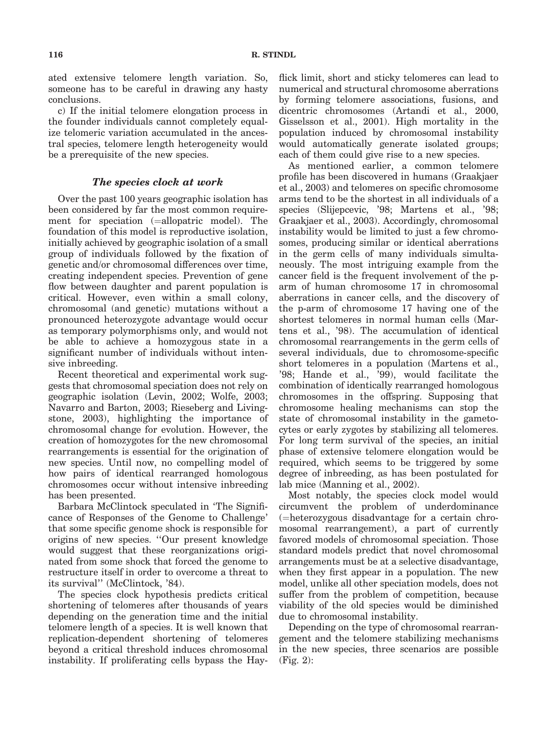ated extensive telomere length variation. So, someone has to be careful in drawing any hasty conclusions.

c) If the initial telomere elongation process in the founder individuals cannot completely equalize telomeric variation accumulated in the ancestral species, telomere length heterogeneity would be a prerequisite of the new species.

### *The species clock at work*

Over the past 100 years geographic isolation has been considered by far the most common requirement for speciation (=allopatric model). The foundation of this model is reproductive isolation, initially achieved by geographic isolation of a small group of individuals followed by the fixation of genetic and/or chromosomal differences over time, creating independent species. Prevention of gene flow between daughter and parent population is critical. However, even within a small colony, chromosomal (and genetic) mutations without a pronounced heterozygote advantage would occur as temporary polymorphisms only, and would not be able to achieve a homozygous state in a significant number of individuals without intensive inbreeding.

Recent theoretical and experimental work suggests that chromosomal speciation does not rely on geographic isolation (Levin, 2002; Wolfe, 2003; Navarro and Barton, 2003; Rieseberg and Livingstone, 2003), highlighting the importance of chromosomal change for evolution. However, the creation of homozygotes for the new chromosomal rearrangements is essential for the origination of new species. Until now, no compelling model of how pairs of identical rearranged homologous chromosomes occur without intensive inbreeding has been presented.

Barbara McClintock speculated in 'The Significance of Responses of the Genome to Challenge' that some specific genome shock is responsible for origins of new species. ''Our present knowledge would suggest that these reorganizations originated from some shock that forced the genome to restructure itself in order to overcome a threat to its survival'' (McClintock, '84).

The species clock hypothesis predicts critical shortening of telomeres after thousands of years depending on the generation time and the initial telomere length of a species. It is well known that replication-dependent shortening of telomeres beyond a critical threshold induces chromosomal instability. If proliferating cells bypass the Hayflick limit, short and sticky telomeres can lead to numerical and structural chromosome aberrations by forming telomere associations, fusions, and dicentric chromosomes (Artandi et al., 2000, Gisselsson et al., 2001). High mortality in the population induced by chromosomal instability would automatically generate isolated groups; each of them could give rise to a new species.

As mentioned earlier, a common telomere profile has been discovered in humans (Graakjaer et al., 2003) and telomeres on specific chromosome arms tend to be the shortest in all individuals of a species (Slijepcevic, '98; Martens et al., '98; Graakjaer et al., 2003). Accordingly, chromosomal instability would be limited to just a few chromosomes, producing similar or identical aberrations in the germ cells of many individuals simultaneously. The most intriguing example from the cancer field is the frequent involvement of the p-arm of human chromosome 17 in chromosomal aberrations in cancer cells, and the discovery of the p-arm of chromosome 17 having one of the shortest telomeres in normal human cells (Martens et al., '98). The accumulation of identical chromosomal rearrangements in the germ cells of several individuals, due to chromosome-specific short telomeres in a population (Martens et al., '98; Hande et al., '99), would facilitate the combination of identically rearranged homologous chromosomes in the offspring. Supposing that chromosome healing mechanisms can stop the state of chromosomal instability in the gametocytes or early zygotes by stabilizing all telomeres. For long term survival of the species, an initial phase of extensive telomere elongation would be required, which seems to be triggered by some degree of inbreeding, as has been postulated for lab mice (Manning et al., 2002).

Most notably, the species clock model would circumvent the problem of underdominance (=heterozygous disadvantage for a certain chromosomal rearrangement), a part of currently favored models of chromosomal speciation. Those standard models predict that novel chromosomal arrangements must be at a selective disadvantage, when they first appear in a population. The new model, unlike all other speciation models, does not suffer from the problem of competition, because viability of the old species would be diminished due to chromosomal instability.

Depending on the type of chromosomal rearrangement and the telomere stabilizing mechanisms in the new species, three scenarios are possible (Fig. 2):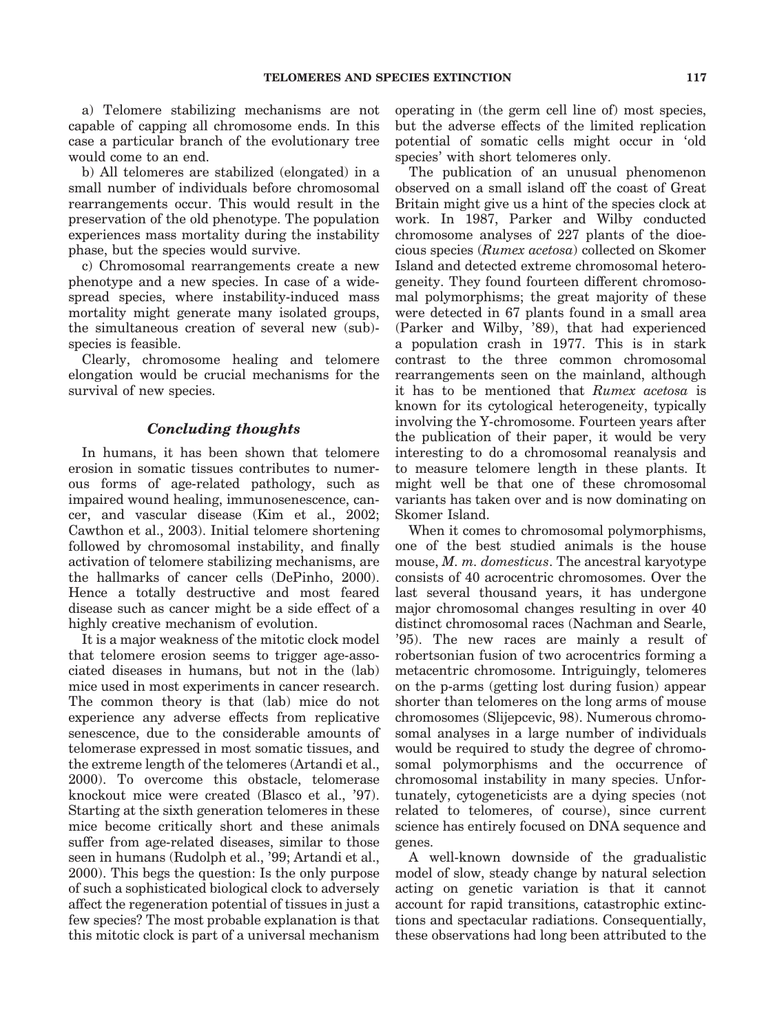a) Telomere stabilizing mechanisms are not capable of capping all chromosome ends. In this case a particular branch of the evolutionary tree would come to an end.

b) All telomeres are stabilized (elongated) in a small number of individuals before chromosomal rearrangements occur. This would result in the preservation of the old phenotype. The population experiences mass mortality during the instability phase, but the species would survive.

c) Chromosomal rearrangements create a new phenotype and a new species. In case of a widespread species, where instability-induced mass mortality might generate many isolated groups, the simultaneous creation of several new (sub)-species is feasible.

Clearly, chromosome healing and telomere elongation would be crucial mechanisms for the survival of new species.

## *Concluding thoughts*

In humans, it has been shown that telomere erosion in somatic tissues contributes to numerous forms of age-related pathology, such as impaired wound healing, immunosenescence, cancer, and vascular disease (Kim et al., 2002; Cawthon et al., 2003). Initial telomere shortening followed by chromosomal instability, and finally activation of telomere stabilizing mechanisms, are the hallmarks of cancer cells (DePinho, 2000). Hence a totally destructive and most feared disease such as cancer might be a side effect of a highly creative mechanism of evolution.

It is a major weakness of the mitotic clock model that telomere erosion seems to trigger age-associated diseases in humans, but not in the (lab) mice used in most experiments in cancer research. The common theory is that (lab) mice do not experience any adverse effects from replicative senescence, due to the considerable amounts of telomerase expressed in most somatic tissues, and the extreme length of the telomeres (Artandi et al., 2000). To overcome this obstacle, telomerase knockout mice were created (Blasco et al., '97). Starting at the sixth generation telomeres in these mice become critically short and these animals suffer from age-related diseases, similar to those seen in humans (Rudolph et al., '99; Artandi et al., 2000). This begs the question: Is the only purpose of such a sophisticated biological clock to adversely affect the regeneration potential of tissues in just a few species? The most probable explanation is that this mitotic clock is part of a universal mechanism operating in (the germ cell line of) most species, but the adverse effects of the limited replication potential of somatic cells might occur in 'old species' with short telomeres only.

The publication of an unusual phenomenon observed on a small island off the coast of Great Britain might give us a hint of the species clock at work. In 1987, Parker and Wilby conducted chromosome analyses of 227 plants of the dioecious species (*Rumex acetosa*) collected on Skomer Island and detected extreme chromosomal heterogeneity. They found fourteen different chromosomal polymorphisms; the great majority of these were detected in 67 plants found in a small area (Parker and Wilby, '89), that had experienced a population crash in 1977. This is in stark contrast to the three common chromosomal rearrangements seen on the mainland, although it has to be mentioned that *Rumex acetosa* is known for its cytological heterogeneity, typically involving the Y-chromosome. Fourteen years after the publication of their paper, it would be very interesting to do a chromosomal reanalysis and to measure telomere length in these plants. It might well be that one of these chromosomal variants has taken over and is now dominating on Skomer Island.

When it comes to chromosomal polymorphisms, one of the best studied animals is the house mouse, *M. m. domesticus*. The ancestral karyotype consists of 40 acrocentric chromosomes. Over the last several thousand years, it has undergone major chromosomal changes resulting in over 40 distinct chromosomal races (Nachman and Searle, '95). The new races are mainly a result of robertsonian fusion of two acrocentrics forming a metacentric chromosome. Intriguingly, telomeres on the p-arms (getting lost during fusion) appear shorter than telomeres on the long arms of mouse chromosomes (Slijepcevic, 98). Numerous chromosomal analyses in a large number of individuals would be required to study the degree of chromosomal polymorphisms and the occurrence of chromosomal instability in many species. Unfortunately, cytogeneticists are a dying species (not related to telomeres, of course), since current science has entirely focused on DNA sequence and genes.

A well-known downside of the gradualistic model of slow, steady change by natural selection acting on genetic variation is that it cannot account for rapid transitions, catastrophic extinctions and spectacular radiations. Consequentially, these observations had long been attributed to the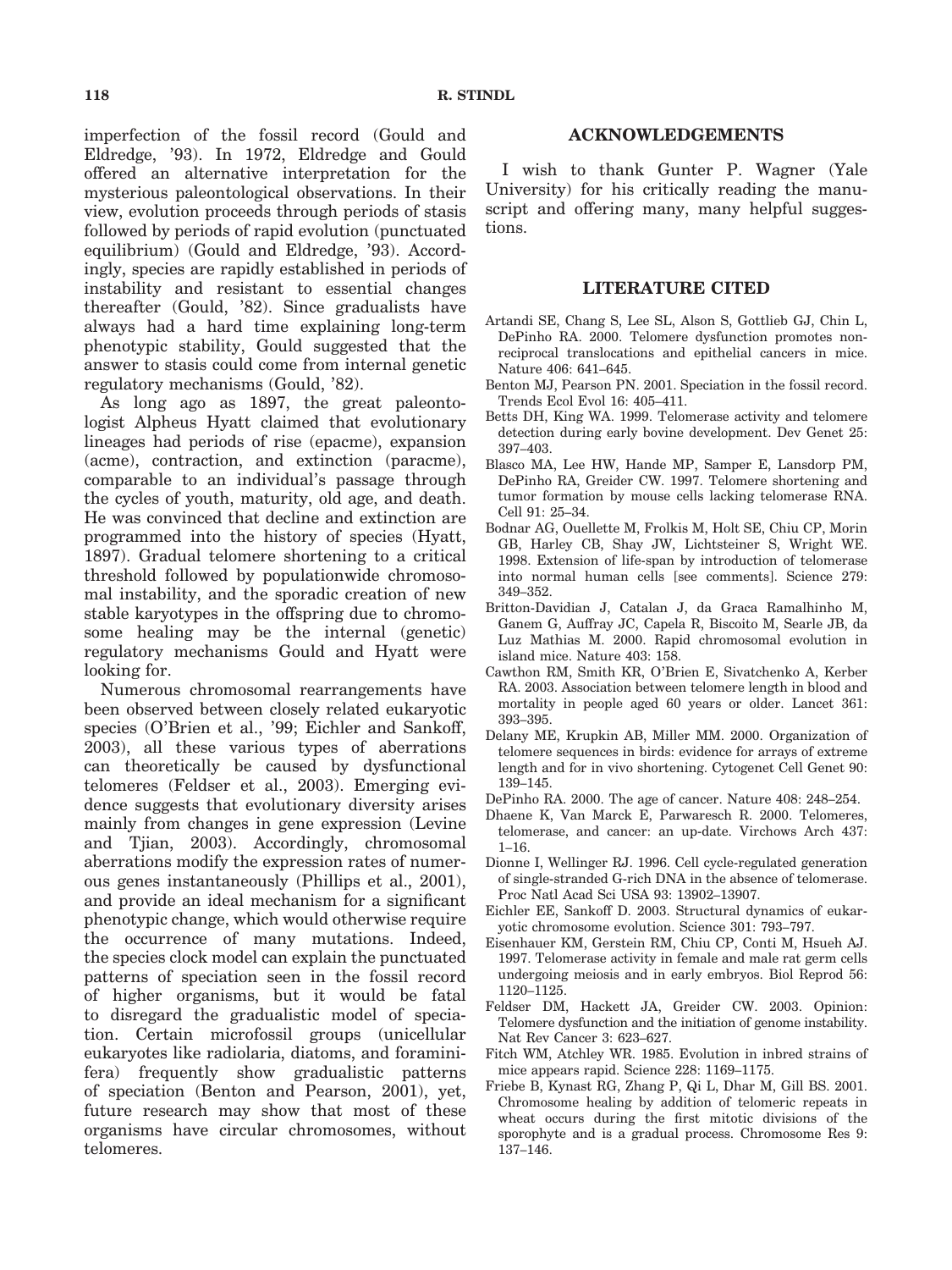imperfection of the fossil record (Gould and Eldredge, '93). In 1972, Eldredge and Gould offered an alternative interpretation for the mysterious paleontological observations. In their view, evolution proceeds through periods of stasis followed by periods of rapid evolution (punctuated equilibrium) (Gould and Eldredge, '93). Accordingly, species are rapidly established in periods of instability and resistant to essential changes thereafter (Gould, '82). Since gradualists have always had a hard time explaining long-term phenotypic stability, Gould suggested that the answer to stasis could come from internal genetic regulatory mechanisms (Gould, '82).

As long ago as 1897, the great paleontologist Alpheus Hyatt claimed that evolutionary lineages had periods of rise (epacme), expansion (acme), contraction, and extinction (paracme), comparable to an individual's passage through the cycles of youth, maturity, old age, and death. He was convinced that decline and extinction are programmed into the history of species (Hyatt, 1897). Gradual telomere shortening to a critical threshold followed by populationwide chromosomal instability, and the sporadic creation of new stable karyotypes in the offspring due to chromosome healing may be the internal (genetic) regulatory mechanisms Gould and Hyatt were looking for.

Numerous chromosomal rearrangements have been observed between closely related eukaryotic species (O'Brien et al., '99; Eichler and Sankoff, 2003), all these various types of aberrations can theoretically be caused by dysfunctional telomeres (Feldser et al., 2003). Emerging evidence suggests that evolutionary diversity arises mainly from changes in gene expression (Levine and Tjian, 2003). Accordingly, chromosomal aberrations modify the expression rates of numerous genes instantaneously (Phillips et al., 2001), and provide an ideal mechanism for a significant phenotypic change, which would otherwise require the occurrence of many mutations. Indeed, the species clock model can explain the punctuated patterns of speciation seen in the fossil record of higher organisms, but it would be fatal to disregard the gradualistic model of speciation. Certain microfossil groups (unicellular eukaryotes like radiolaria, diatoms, and foraminifera) frequently show gradualistic patterns of speciation (Benton and Pearson, 2001), yet, future research may show that most of these organisms have circular chromosomes, without telomeres.

## ACKNOWLEDGEMENTS

I wish to thank Gunter P. Wagner (Yale University) for his critically reading the manuscript and offering many, many helpful suggestions.

## LITERATURE CITED

Artandi SE, Chang S, Lee SL, Alson S, Gottlieb GJ, Chin L, DePinho RA. 2000. Telomere dysfunction promotes non-reciprocal translocations and epithelial cancers in mice. Nature 406: 641–645.

Benton MJ, Pearson PN. 2001. Speciation in the fossil record. Trends Ecol Evol 16: 405–411.

Betts DH, King WA. 1999. Telomerase activity and telomere detection during early bovine development. Dev Genet 25: 397–403.

Blasco MA, Lee HW, Hande MP, Samper E, Lansdorp PM, DePinho RA, Greider CW. 1997. Telomere shortening and tumor formation by mouse cells lacking telomerase RNA. Cell 91: 25–34.

Bodnar AG, Ouellette M, Frolkis M, Holt SE, Chiu CP, Morin GB, Harley CB, Shay JW, Lichtsteiner S, Wright WE. 1998. Extension of life-span by introduction of telomerase into normal human cells [see comments]. Science 279: 349–352.

Britton-Davidian J, Catalan J, da Graca Ramalhinho M, Ganem G, Auffray JC, Capela R, Biscoito M, Searle JB, da Luz Mathias M. 2000. Rapid chromosomal evolution in island mice. Nature 403: 158.

Cawthon RM, Smith KR, O'Brien E, Sivatchenko A, Kerber RA. 2003. Association between telomere length in blood and mortality in people aged 60 years or older. Lancet 361: 393–395.

Delany ME, Krupkin AB, Miller MM. 2000. Organization of telomere sequences in birds: evidence for arrays of extreme length and for in vivo shortening. Cytogenet Cell Genet 90: 139–145.

DePinho RA. 2000. The age of cancer. Nature 408: 248–254.

Dhaene K, Van Marck E, Parwaresch R. 2000. Telomeres, telomerase, and cancer: an up-date. Virchows Arch 437: 1–16.

Dionne I, Wellinger RJ. 1996. Cell cycle-regulated generation of single-stranded G-rich DNA in the absence of telomerase. Proc Natl Acad Sci USA 93: 13902–13907.

Eichler EE, Sankoff D. 2003. Structural dynamics of eukaryotic chromosome evolution. Science 301: 793–797.

Eisenhauer KM, Gerstein RM, Chiu CP, Conti M, Hsueh AJ. 1997. Telomerase activity in female and male rat germ cells undergoing meiosis and in early embryos. Biol Reprod 56: 1120–1125.

Feldser DM, Hackett JA, Greider CW. 2003. Opinion: Telomere dysfunction and the initiation of genome instability. Nat Rev Cancer 3: 623–627.

Fitch WM, Atchley WR. 1985. Evolution in inbred strains of mice appears rapid. Science 228: 1169–1175.

Friebe B, Kynast RG, Zhang P, Qi L, Dhar M, Gill BS. 2001. Chromosome healing by addition of telomeric repeats in wheat occurs during the first mitotic divisions of the sporophyte and is a gradual process. Chromosome Res 9: 137–146.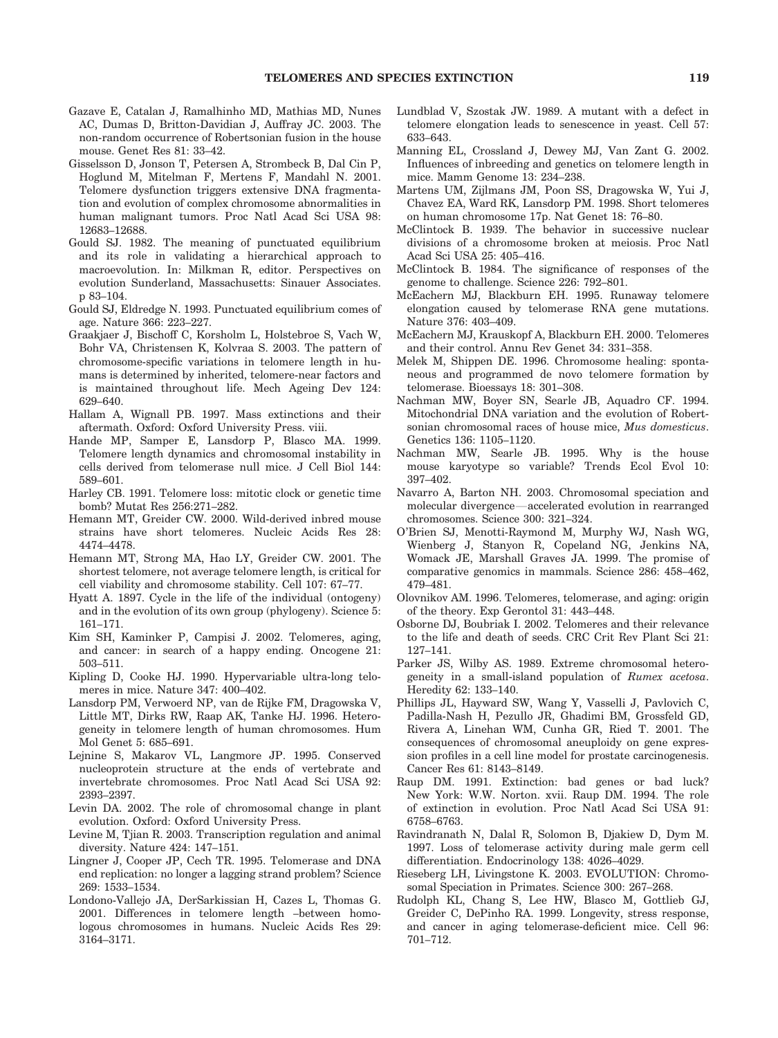Gazave E, Catalan J, Ramalhinho MD, Mathias MD, Nunes AC, Dumas D, Britton-Davidian J, Auffray JC. 2003. The non-random occurrence of Robertsonian fusion in the house mouse. Genet Res 81: 33–42.

Gisselsson D, Jonson T, Petersen A, Strombeck B, Dal Cin P, Hoglund M, Mitelman F, Mertens F, Mandahl N. 2001. Telomere dysfunction triggers extensive DNA fragmentation and evolution of complex chromosome abnormalities in human malignant tumors. Proc Natl Acad Sci USA 98: 12683–12688.

Gould SJ. 1982. The meaning of punctuated equilibrium and its role in validating a hierarchical approach to macroevolution. In: Milkman R, editor. Perspectives on evolution Sunderland, Massachusetts: Sinauer Associates. p 83–104.

Gould SJ, Eldredge N. 1993. Punctuated equilibrium comes of age. Nature 366: 223–227.

Graakjaer J, Bischoff C, Korsholm L, Holstebroe S, Vach W, Bohr VA, Christensen K, Kolvraa S. 2003. The pattern of chromosome-specific variations in telomere length in humans is determined by inherited, telomere-near factors and is maintained throughout life. Mech Ageing Dev 124: 629–640.

Hallam A, Wignall PB. 1997. Mass extinctions and their aftermath. Oxford: Oxford University Press. viii.

Hande MP, Samper E, Lansdorp P, Blasco MA. 1999. Telomere length dynamics and chromosomal instability in cells derived from telomerase null mice. J Cell Biol 144: 589–601.

Harley CB. 1991. Telomere loss: mitotic clock or genetic time bomb? Mutat Res 256:271–282.

Hemann MT, Greider CW. 2000. Wild-derived inbred mouse strains have short telomeres. Nucleic Acids Res 28: 4474–4478.

Hemann MT, Strong MA, Hao LY, Greider CW. 2001. The shortest telomere, not average telomere length, is critical for cell viability and chromosome stability. Cell 107: 67–77.

Hyatt A. 1897. Cycle in the life of the individual (ontogeny) and in the evolution of its own group (phylogeny). Science 5: 161–171.

Kim SH, Kaminker P, Campisi J. 2002. Telomeres, aging, and cancer: in search of a happy ending. Oncogene 21: 503–511.

Kipling D, Cooke HJ. 1990. Hypervariable ultra-long telomeres in mice. Nature 347: 400–402.

Lansdorp PM, Verwoerd NP, van de Rijke FM, Dragowska V, Little MT, Dirks RW, Raap AK, Tanke HJ. 1996. Heterogeneity in telomere length of human chromosomes. Hum Mol Genet 5: 685–691.

Lejnine S, Makarov VL, Langmore JP. 1995. Conserved nucleoprotein structure at the ends of vertebrate and invertebrate chromosomes. Proc Natl Acad Sci USA 92: 2393–2397.

Levin DA. 2002. The role of chromosomal change in plant evolution. Oxford: Oxford University Press.

Levine M, Tjian R. 2003. Transcription regulation and animal diversity. Nature 424: 147–151.

Lingner J, Cooper JP, Cech TR. 1995. Telomerase and DNA end replication: no longer a lagging strand problem? Science 269: 1533–1534.

Londono-Vallejo JA, DerSarkissian H, Cazes L, Thomas G. 2001. Differences in telomere length –between homologous chromosomes in humans. Nucleic Acids Res 29: 3164–3171.

Lundblad V, Szostak JW. 1989. A mutant with a defect in telomere elongation leads to senescence in yeast. Cell 57: 633–643.

Manning EL, Crossland J, Dewey MJ, Van Zant G. 2002. Influences of inbreeding and genetics on telomere length in mice. Mamm Genome 13: 234–238.

Martens UM, Zijlmans JM, Poon SS, Dragowska W, Yui J, Chavez EA, Ward RK, Lansdorp PM. 1998. Short telomeres on human chromosome 17p. Nat Genet 18: 76–80.

McClintock B. 1939. The behavior in successive nuclear divisions of a chromosome broken at meiosis. Proc Natl Acad Sci USA 25: 405–416.

McClintock B. 1984. The significance of responses of the genome to challenge. Science 226: 792–801.

McEachern MJ, Blackburn EH. 1995. Runaway telomere elongation caused by telomerase RNA gene mutations. Nature 376: 403–409.

McEachern MJ, Krauskopf A, Blackburn EH. 2000. Telomeres and their control. Annu Rev Genet 34: 331–358.

Melek M, Shippen DE. 1996. Chromosome healing: spontaneous and programmed de novo telomere formation by telomerase. Bioessays 18: 301–308.

Nachman MW, Boyer SN, Searle JB, Aquadro CF. 1994. Mitochondrial DNA variation and the evolution of Robertsonian chromosomal races of house mice, *Mus domesticus*. Genetics 136: 1105–1120.

Nachman MW, Searle JB. 1995. Why is the house mouse karyotype so variable? Trends Ecol Evol 10: 397–402.

Navarro A, Barton NH. 2003. Chromosomal speciation and molecular divergence—accelerated evolution in rearranged chromosomes. Science 300: 321–324.

O'Brien SJ, Menotti-Raymond M, Murphy WJ, Nash WG, Wienberg J, Stanyon R, Copeland NG, Jenkins NA, Womack JE, Marshall Graves JA. 1999. The promise of comparative genomics in mammals. Science 286: 458–462, 479–481.

Olovnikov AM. 1996. Telomeres, telomerase, and aging: origin of the theory. Exp Gerontol 31: 443–448.

Osborne DJ, Boubriak I. 2002. Telomeres and their relevance to the life and death of seeds. CRC Crit Rev Plant Sci 21: 127–141.

Parker JS, Wilby AS. 1989. Extreme chromosomal heterogeneity in a small-island population of *Rumex acetosa*. Heredity 62: 133–140.

Phillips JL, Hayward SW, Wang Y, Vasselli J, Pavlovich C, Padilla-Nash H, Pezullo JR, Ghadimi BM, Grossfeld GD, Rivera A, Linehan WM, Cunha GR, Ried T. 2001. The consequences of chromosomal aneuploidy on gene expression profiles in a cell line model for prostate carcinogenesis. Cancer Res 61: 8143–8149.

Raup DM. 1991. Extinction: bad genes or bad luck? New York: W.W. Norton. xvii. Raup DM. 1994. The role of extinction in evolution. Proc Natl Acad Sci USA 91: 6758–6763.

Ravindranath N, Dalal R, Solomon B, Djakiew D, Dym M. 1997. Loss of telomerase activity during male germ cell differentiation. Endocrinology 138: 4026–4029.

Rieseberg LH, Livingstone K. 2003. EVOLUTION: Chromosomal Speciation in Primates. Science 300: 267–268.

Rudolph KL, Chang S, Lee HW, Blasco M, Gottlieb GJ, Greider C, DePinho RA. 1999. Longevity, stress response, and cancer in aging telomerase-deficient mice. Cell 96: 701–712.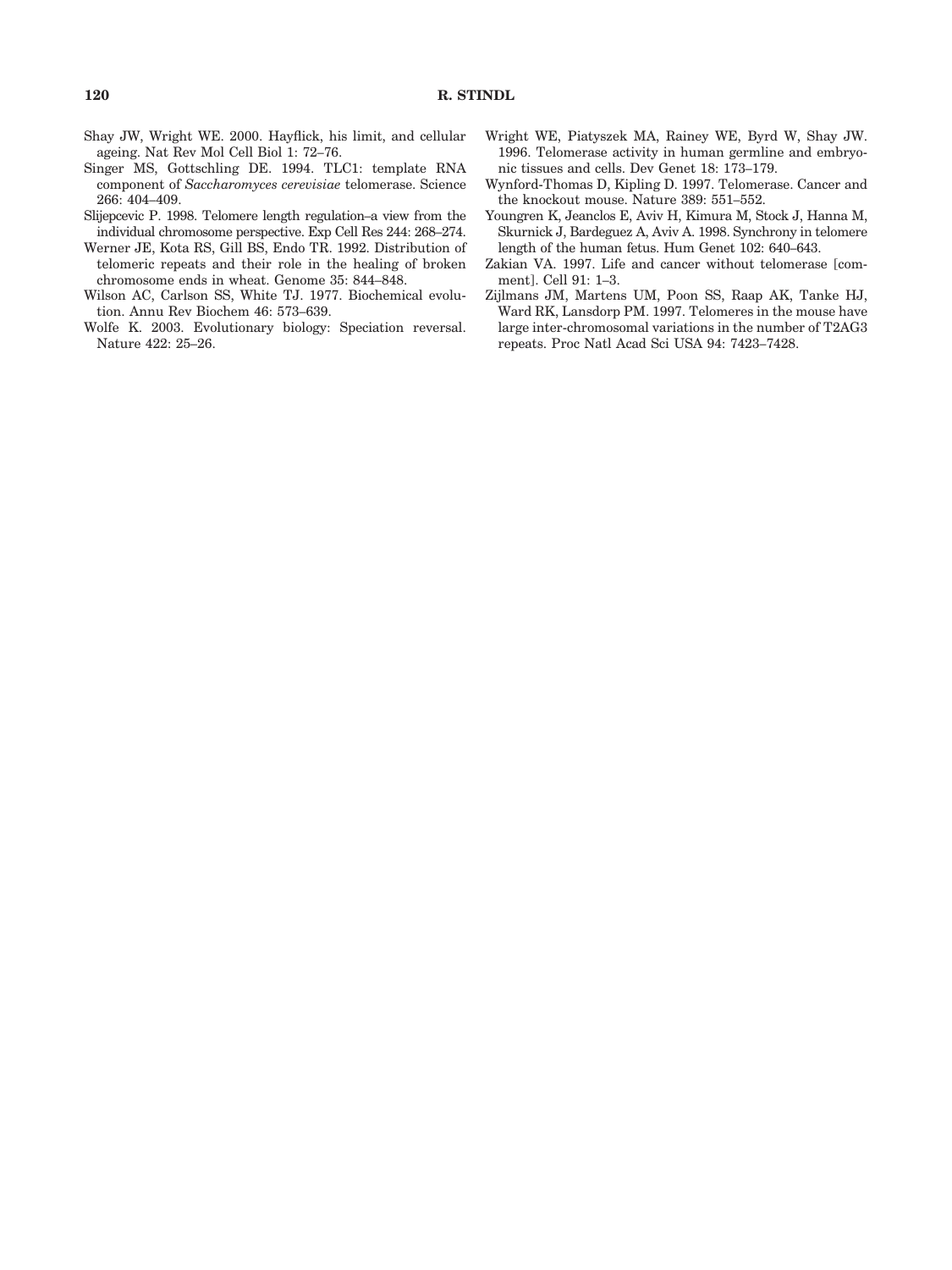Shay JW, Wright WE. 2000. Hayflick, his limit, and cellular ageing. Nat Rev Mol Cell Biol 1: 72–76.

Singer MS, Gottschling DE. 1994. TLC1: template RNA component of *Saccharomyces cerevisiae* telomerase. Science 266: 404–409.

Slijepcevic P. 1998. Telomere length regulation–a view from the individual chromosome perspective. Exp Cell Res 244: 268–274.

Werner JE, Kota RS, Gill BS, Endo TR. 1992. Distribution of telomeric repeats and their role in the healing of broken chromosome ends in wheat. Genome 35: 844–848.

Wilson AC, Carlson SS, White TJ. 1977. Biochemical evolution. Annu Rev Biochem 46: 573–639.

Wolfe K. 2003. Evolutionary biology: Speciation reversal. Nature 422: 25–26.

Wright WE, Piatyszek MA, Rainey WE, Byrd W, Shay JW. 1996. Telomerase activity in human germline and embryonic tissues and cells. Dev Genet 18: 173–179.

Wynford-Thomas D, Kipling D. 1997. Telomerase. Cancer and the knockout mouse. Nature 389: 551–552.

Youngren K, Jeanclos E, Aviv H, Kimura M, Stock J, Hanna M, Skurnick J, Bardeguez A, Aviv A. 1998. Synchrony in telomere length of the human fetus. Hum Genet 102: 640–643.

Zakian VA. 1997. Life and cancer without telomerase [comment]. Cell 91: 1–3.

Zijlmans JM, Martens UM, Poon SS, Raap AK, Tanke HJ, Ward RK, Lansdorp PM. 1997. Telomeres in the mouse have large inter-chromosomal variations in the number of T2AG3 repeats. Proc Natl Acad Sci USA 94: 7423–7428.